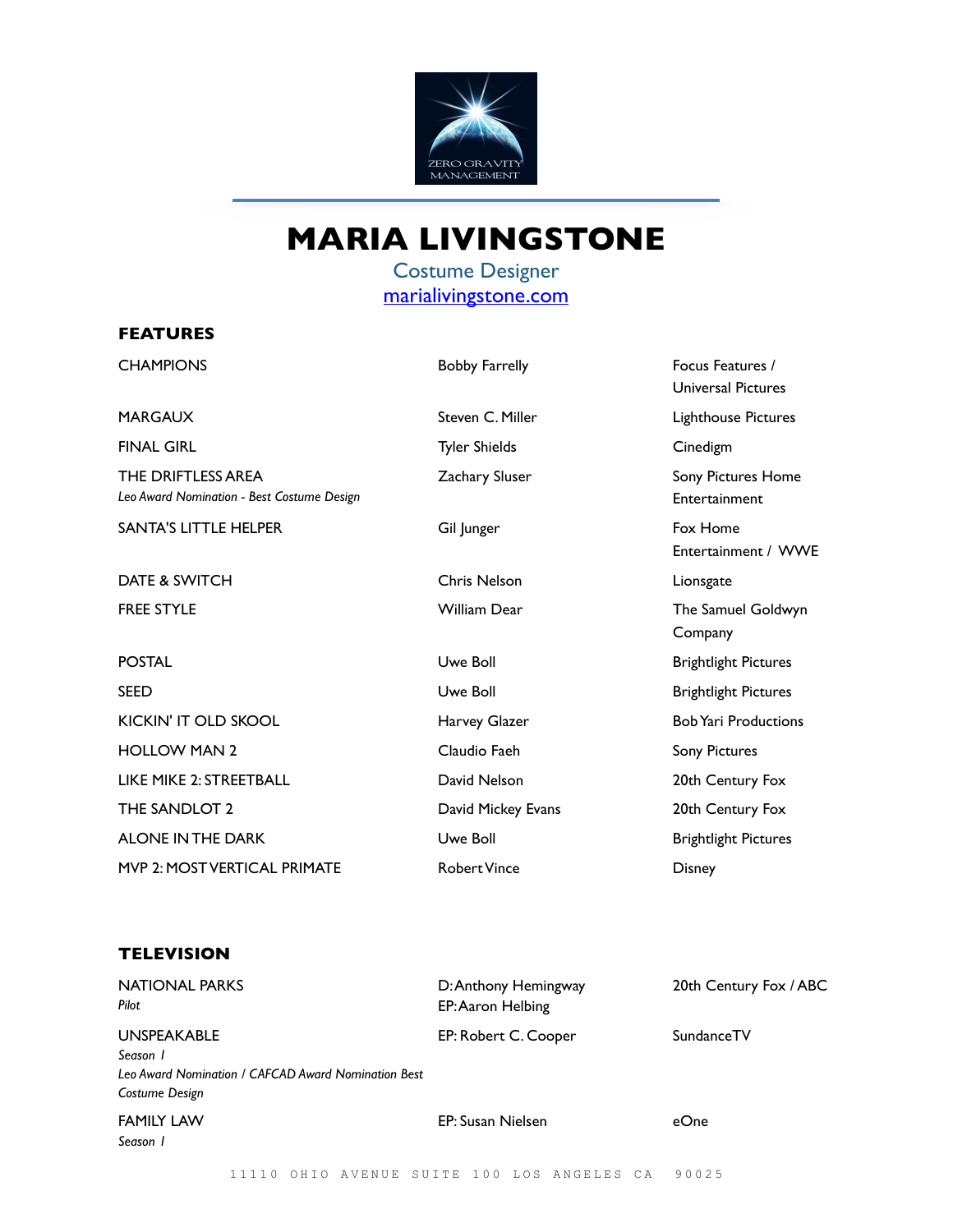# MARIA LIVINGSTONE

Costume Designer

marialivingstone.com

## FEATURES

| | | |
|---|---|---|
| CHAMPIONS | Bobby Farrelly | Focus Features / Universal Pictures |
| MARGAUX | Steven C. Miller | Lighthouse Pictures |
| FINAL GIRL | Tyler Shields | Cinedigm |
| THE DRIFTLESS AREA<br>*Leo Award Nomination - Best Costume Design* | Zachary Sluser | Sony Pictures Home Entertainment |
| SANTA'S LITTLE HELPER | Gil Junger | Fox Home Entertainment / WWE |
| DATE & SWITCH | Chris Nelson | Lionsgate |
| FREE STYLE | William Dear | The Samuel Goldwyn Company |
| POSTAL | Uwe Boll | Brightlight Pictures |
| SEED | Uwe Boll | Brightlight Pictures |
| KICKIN' IT OLD SKOOL | Harvey Glazer | Bob Yari Productions |
| HOLLOW MAN 2 | Claudio Faeh | Sony Pictures |
| LIKE MIKE 2: STREETBALL | David Nelson | 20th Century Fox |
| THE SANDLOT 2 | David Mickey Evans | 20th Century Fox |
| ALONE IN THE DARK | Uwe Boll | Brightlight Pictures |
| MVP 2: MOST VERTICAL PRIMATE | Robert Vince | Disney |

## TELEVISION

| | | |
|---|---|---|
| NATIONAL PARKS<br>*Pilot* | D: Anthony Hemingway<br>EP: Aaron Helbing | 20th Century Fox / ABC |
| UNSPEAKABLE<br>*Season 1*<br>*Leo Award Nomination / CAFCAD Award Nomination Best Costume Design* | EP: Robert C. Cooper | SundanceTV |
| FAMILY LAW<br>*Season 1* | EP: Susan Nielsen | eOne |

11110 OHIO AVENUE SUITE 100 LOS ANGELES CA 90025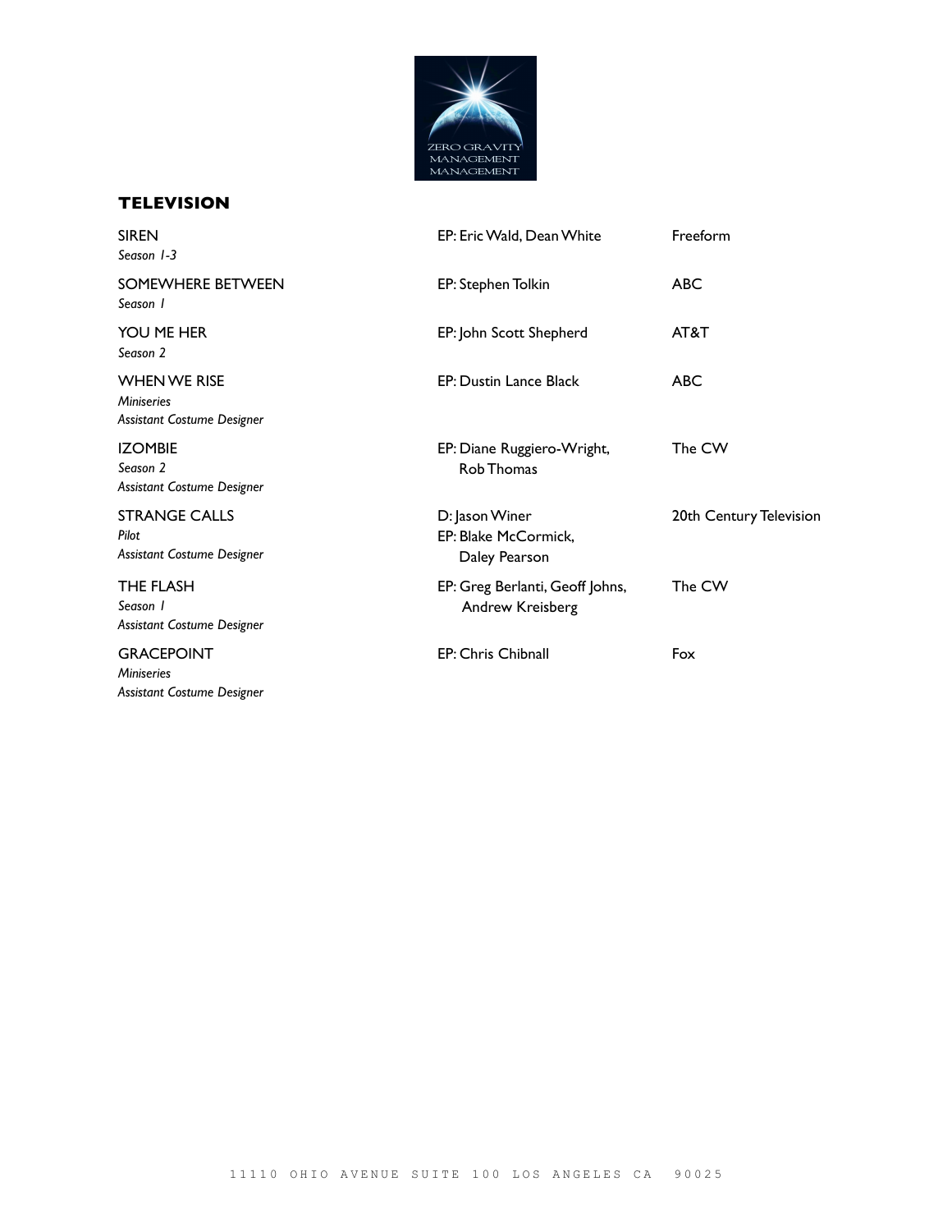ZERO GRAVITY MANAGEMENT MANAGEMENT

## TELEVISION

| | | |
|---|---|---|
| SIREN<br>*Season 1-3* | EP: Eric Wald, Dean White | Freeform |
| SOMEWHERE BETWEEN<br>*Season 1* | EP: Stephen Tolkin | ABC |
| YOU ME HER<br>*Season 2* | EP: John Scott Shepherd | AT&T |
| WHEN WE RISE<br>*Miniseries*<br>*Assistant Costume Designer* | EP: Dustin Lance Black | ABC |
| IZOMBIE<br>*Season 2*<br>*Assistant Costume Designer* | EP: Diane Ruggiero-Wright, Rob Thomas | The CW |
| STRANGE CALLS<br>*Pilot*<br>*Assistant Costume Designer* | D: Jason Winer<br>EP: Blake McCormick, Daley Pearson | 20th Century Television |
| THE FLASH<br>*Season 1*<br>*Assistant Costume Designer* | EP: Greg Berlanti, Geoff Johns, Andrew Kreisberg | The CW |
| GRACEPOINT<br>*Miniseries*<br>*Assistant Costume Designer* | EP: Chris Chibnall | Fox |

11110 OHIO AVENUE SUITE 100 LOS ANGELES CA 90025